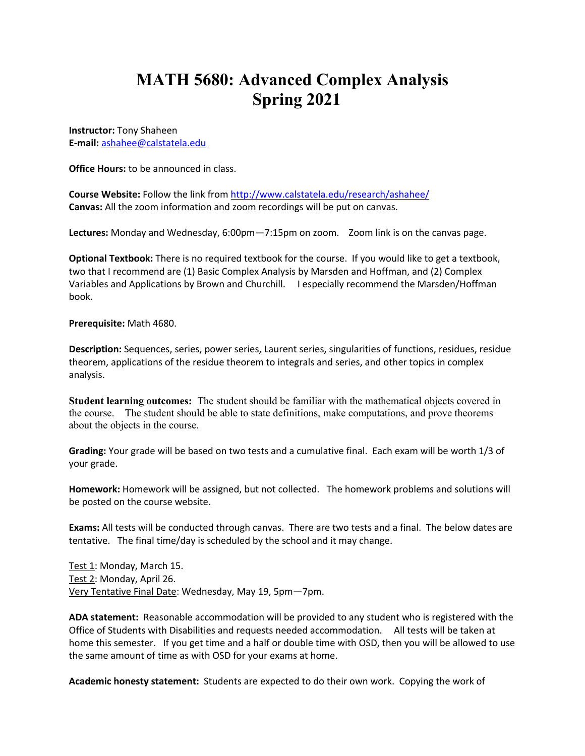# MATH 5680: Advanced Complex Analysis
# Spring 2021

**Instructor:** Tony Shaheen
**E-mail:** ashahee@calstatela.edu

**Office Hours:** to be announced in class.

**Course Website:** Follow the link from http://www.calstatela.edu/research/ashahee/
**Canvas:** All the zoom information and zoom recordings will be put on canvas.

**Lectures:** Monday and Wednesday, 6:00pm—7:15pm on zoom. Zoom link is on the canvas page.

**Optional Textbook:** There is no required textbook for the course. If you would like to get a textbook, two that I recommend are (1) Basic Complex Analysis by Marsden and Hoffman, and (2) Complex Variables and Applications by Brown and Churchill. I especially recommend the Marsden/Hoffman book.

**Prerequisite:** Math 4680.

**Description:** Sequences, series, power series, Laurent series, singularities of functions, residues, residue theorem, applications of the residue theorem to integrals and series, and other topics in complex analysis.

**Student learning outcomes:** The student should be familiar with the mathematical objects covered in the course. The student should be able to state definitions, make computations, and prove theorems about the objects in the course.

**Grading:** Your grade will be based on two tests and a cumulative final. Each exam will be worth 1/3 of your grade.

**Homework:** Homework will be assigned, but not collected. The homework problems and solutions will be posted on the course website.

**Exams:** All tests will be conducted through canvas. There are two tests and a final. The below dates are tentative. The final time/day is scheduled by the school and it may change.

Test 1: Monday, March 15.
Test 2: Monday, April 26.
Very Tentative Final Date: Wednesday, May 19, 5pm—7pm.

**ADA statement:** Reasonable accommodation will be provided to any student who is registered with the Office of Students with Disabilities and requests needed accommodation. All tests will be taken at home this semester. If you get time and a half or double time with OSD, then you will be allowed to use the same amount of time as with OSD for your exams at home.

**Academic honesty statement:** Students are expected to do their own work. Copying the work of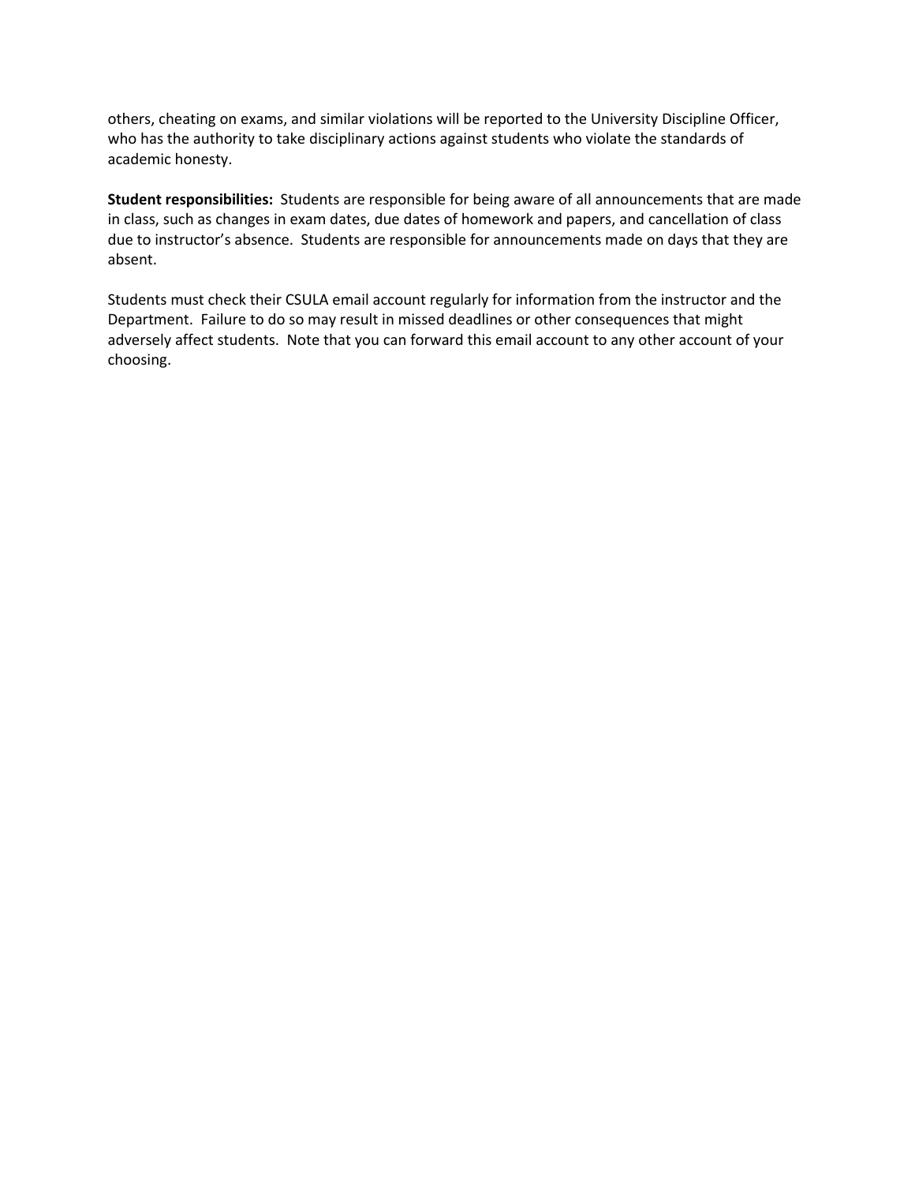others, cheating on exams, and similar violations will be reported to the University Discipline Officer, who has the authority to take disciplinary actions against students who violate the standards of academic honesty.

**Student responsibilities:** Students are responsible for being aware of all announcements that are made in class, such as changes in exam dates, due dates of homework and papers, and cancellation of class due to instructor's absence. Students are responsible for announcements made on days that they are absent.

Students must check their CSULA email account regularly for information from the instructor and the Department. Failure to do so may result in missed deadlines or other consequences that might adversely affect students. Note that you can forward this email account to any other account of your choosing.